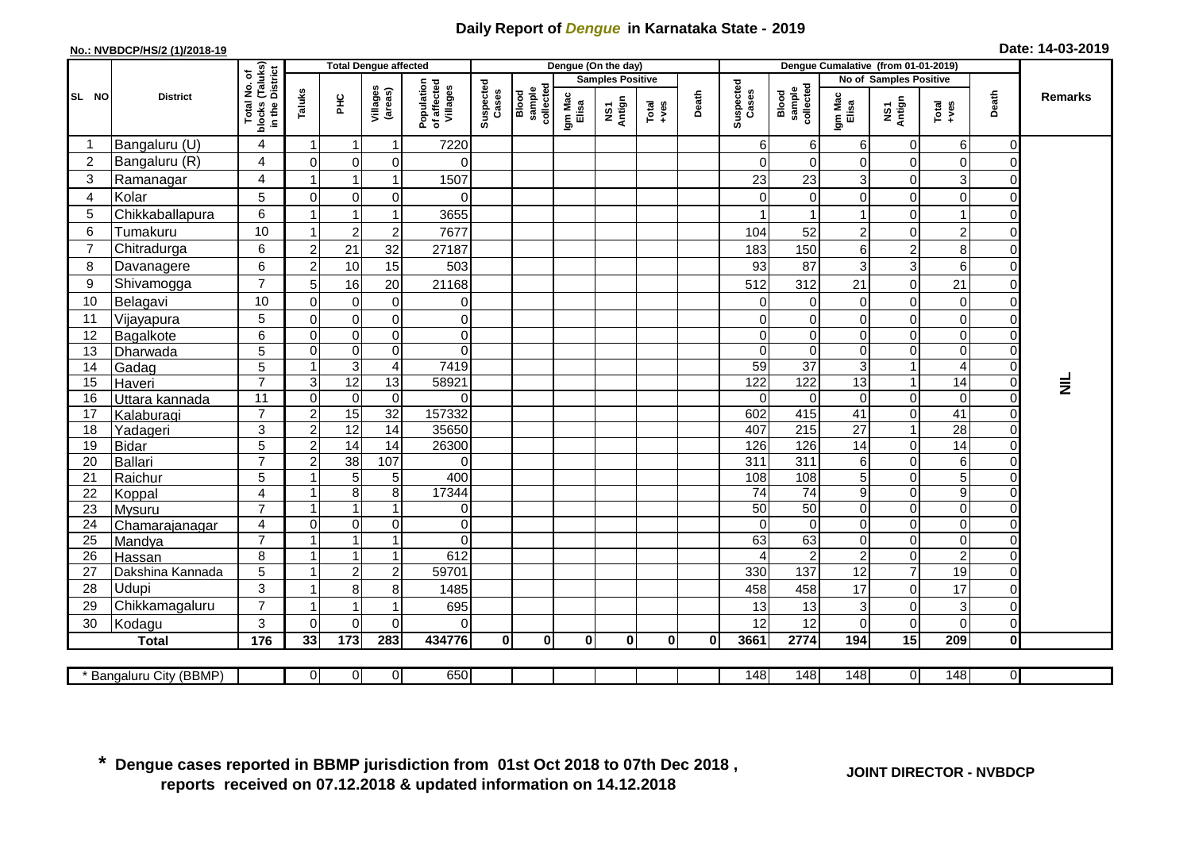# Daily Report of *Dengue* in Karnataka State - 2019

**No.: NVBDCP/HS/2 (1)/2018-19**

**Date: 14-03-2019**

| SL NO | District | Total No. of blocks (Taluks) in the District | Total Dengue affected | | | | Dengue (On the day) | | | | | | Dengue Cumalative (from 01-01-2019) | | | | | | Remarks |
|---|---|---|---|---|---|---|---|---|---|---|---|---|---|---|---|---|---|---|---|
| | | | Taluks | PHC | Villages (areas) | Population of affected Villages | Suspected Cases | Blood sample collected | Samples Positive | | | Death | Suspected Cases | Blood sample collected | No of Samples Positive | | | Death | |
| | | | | | | | | | Igm Mac Elisa | NS1 Antign | Total +ves | | | | Igm Mac Elisa | NS1 Antign | Total +ves | | |
| 1 | Bangaluru (U) | 4 | 1 | 1 | 1 | 7220 | | | | | | | 6 | 6 | 6 | 0 | 6 | 0 | NIL |
| 2 | Bangaluru (R) | 4 | 0 | 0 | 0 | 0 | | | | | | | 0 | 0 | 0 | 0 | 0 | 0 | |
| 3 | Ramanagar | 4 | 1 | 1 | 1 | 1507 | | | | | | | 23 | 23 | 3 | 0 | 3 | 0 | |
| 4 | Kolar | 5 | 0 | 0 | 0 | 0 | | | | | | | 0 | 0 | 0 | 0 | 0 | 0 | |
| 5 | Chikkaballapura | 6 | 1 | 1 | 1 | 3655 | | | | | | | 1 | 1 | 1 | 0 | 1 | 0 | |
| 6 | Tumakuru | 10 | 1 | 2 | 2 | 7677 | | | | | | | 104 | 52 | 2 | 0 | 2 | 0 | |
| 7 | Chitradurga | 6 | 2 | 21 | 32 | 27187 | | | | | | | 183 | 150 | 6 | 2 | 8 | 0 | |
| 8 | Davanagere | 6 | 2 | 10 | 15 | 503 | | | | | | | 93 | 87 | 3 | 3 | 6 | 0 | |
| 9 | Shivamogga | 7 | 5 | 16 | 20 | 21168 | | | | | | | 512 | 312 | 21 | 0 | 21 | 0 | |
| 10 | Belagavi | 10 | 0 | 0 | 0 | 0 | | | | | | | 0 | 0 | 0 | 0 | 0 | 0 | |
| 11 | Vijayapura | 5 | 0 | 0 | 0 | 0 | | | | | | | 0 | 0 | 0 | 0 | 0 | 0 | |
| 12 | Bagalkote | 6 | 0 | 0 | 0 | 0 | | | | | | | 0 | 0 | 0 | 0 | 0 | 0 | |
| 13 | Dharwada | 5 | 0 | 0 | 0 | 0 | | | | | | | 0 | 0 | 0 | 0 | 0 | 0 | |
| 14 | Gadag | 5 | 1 | 3 | 4 | 7419 | | | | | | | 59 | 37 | 3 | 1 | 4 | 0 | |
| 15 | Haveri | 7 | 3 | 12 | 13 | 58921 | | | | | | | 122 | 122 | 13 | 1 | 14 | 0 | |
| 16 | Uttara kannada | 11 | 0 | 0 | 0 | 0 | | | | | | | 0 | 0 | 0 | 0 | 0 | 0 | |
| 17 | Kalaburagi | 7 | 2 | 15 | 32 | 157332 | | | | | | | 602 | 415 | 41 | 0 | 41 | 0 | |
| 18 | Yadageri | 3 | 2 | 12 | 14 | 35650 | | | | | | | 407 | 215 | 27 | 1 | 28 | 0 | |
| 19 | Bidar | 5 | 2 | 14 | 14 | 26300 | | | | | | | 126 | 126 | 14 | 0 | 14 | 0 | |
| 20 | Ballari | 7 | 2 | 38 | 107 | 0 | | | | | | | 311 | 311 | 6 | 0 | 6 | 0 | |
| 21 | Raichur | 5 | 1 | 5 | 5 | 400 | | | | | | | 108 | 108 | 5 | 0 | 5 | 0 | |
| 22 | Koppal | 4 | 1 | 8 | 8 | 17344 | | | | | | | 74 | 74 | 9 | 0 | 9 | 0 | |
| 23 | Mysuru | 7 | 1 | 1 | 1 | 0 | | | | | | | 50 | 50 | 0 | 0 | 0 | 0 | |
| 24 | Chamarajanagar | 4 | 0 | 0 | 0 | 0 | | | | | | | 0 | 0 | 0 | 0 | 0 | 0 | |
| 25 | Mandya | 7 | 1 | 1 | 1 | 0 | | | | | | | 63 | 63 | 0 | 0 | 0 | 0 | |
| 26 | Hassan | 8 | 1 | 1 | 1 | 612 | | | | | | | 4 | 2 | 2 | 0 | 2 | 0 | |
| 27 | Dakshina Kannada | 5 | 1 | 2 | 2 | 59701 | | | | | | | 330 | 137 | 12 | 7 | 19 | 0 | |
| 28 | Udupi | 3 | 1 | 8 | 8 | 1485 | | | | | | | 458 | 458 | 17 | 0 | 17 | 0 | |
| 29 | Chikkamagaluru | 7 | 1 | 1 | 1 | 695 | | | | | | | 13 | 13 | 3 | 0 | 3 | 0 | |
| 30 | Kodagu | 3 | 0 | 0 | 0 | 0 | | | | | | | 12 | 12 | 0 | 0 | 0 | 0 | |
| | **Total** | **176** | **33** | **173** | **283** | **434776** | **0** | **0** | **0** | **0** | **0** | **0** | **3661** | **2774** | **194** | **15** | **209** | **0** | |
| | * Bangaluru City (BBMP) | | 0 | 0 | 0 | 650 | | | | | | | 148 | 148 | 148 | 0 | 148 | 0 | |

**\* Dengue cases reported in BBMP jurisdiction from 01st Oct 2018 to 07th Dec 2018 , reports received on 07.12.2018 & updated information on 14.12.2018**

**JOINT DIRECTOR - NVBDCP**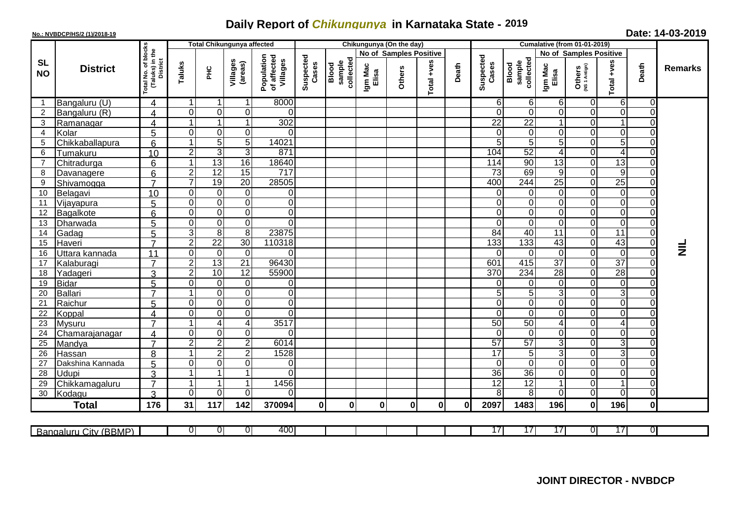# Daily Report of *Chikungunya* in Karnataka State - 2019

**No.: NVBDCP/HS/2 (1)/2018-19**

**Date: 14-03-2019**

| SL NO | District | Total No. of blocks (Taluks) in the District | Total Chikungunya affected | | | | Chikungunya (On the day) | | | | | | | Cumalative (from 01-01-2019) | | | | | | Remarks |
|---|---|---|---|---|---|---|---|---|---|---|---|---|---|---|---|---|---|---|---|---|
| | | | | | | | | | No of Samples Positive | | | | | | | No of Samples Positive | | | | |
| | | | Taluks | PHC | Villages (areas) | Population of affected Villages | Suspected Cases | Blood sample collected | Igm Mac Elisa | Others | Total +ves | Death | Suspected Cases | Blood sample collected | Igm Mac Elisa | Others (NS1 Antign) | Total +ves | Death | |
| 1 | Bangaluru (U) | 4 | 1 | 1 | 1 | 8000 | | | | | | | 6 | 6 | 6 | 0 | 6 | 0 | NIL |
| 2 | Bangaluru (R) | 4 | 0 | 0 | 0 | 0 | | | | | | | 0 | 0 | 0 | 0 | 0 | 0 | |
| 3 | Ramanagar | 4 | 1 | 1 | 1 | 302 | | | | | | | 22 | 22 | 1 | 0 | 1 | 0 | |
| 4 | Kolar | 5 | 0 | 0 | 0 | 0 | | | | | | | 0 | 0 | 0 | 0 | 0 | 0 | |
| 5 | Chikkaballapura | 6 | 1 | 5 | 5 | 14021 | | | | | | | 5 | 5 | 5 | 0 | 5 | 0 | |
| 6 | Tumakuru | 10 | 2 | 3 | 3 | 871 | | | | | | | 104 | 52 | 4 | 0 | 4 | 0 | |
| 7 | Chitradurga | 6 | 1 | 13 | 16 | 18640 | | | | | | | 114 | 90 | 13 | 0 | 13 | 0 | |
| 8 | Davanagere | 6 | 2 | 12 | 15 | 717 | | | | | | | 73 | 69 | 9 | 0 | 9 | 0 | |
| 9 | Shivamogga | 7 | 7 | 19 | 20 | 28505 | | | | | | | 400 | 244 | 25 | 0 | 25 | 0 | |
| 10 | Belagavi | 10 | 0 | 0 | 0 | 0 | | | | | | | 0 | 0 | 0 | 0 | 0 | 0 | |
| 11 | Vijayapura | 5 | 0 | 0 | 0 | 0 | | | | | | | 0 | 0 | 0 | 0 | 0 | 0 | |
| 12 | Bagalkote | 6 | 0 | 0 | 0 | 0 | | | | | | | 0 | 0 | 0 | 0 | 0 | 0 | |
| 13 | Dharwada | 5 | 0 | 0 | 0 | 0 | | | | | | | 0 | 0 | 0 | 0 | 0 | 0 | |
| 14 | Gadag | 5 | 3 | 8 | 8 | 23875 | | | | | | | 84 | 40 | 11 | 0 | 11 | 0 | |
| 15 | Haveri | 7 | 2 | 22 | 30 | 110318 | | | | | | | 133 | 133 | 43 | 0 | 43 | 0 | |
| 16 | Uttara kannada | 11 | 0 | 0 | 0 | 0 | | | | | | | 0 | 0 | 0 | 0 | 0 | 0 | |
| 17 | Kalaburagi | 7 | 2 | 13 | 21 | 96430 | | | | | | | 601 | 415 | 37 | 0 | 37 | 0 | |
| 18 | Yadageri | 3 | 2 | 10 | 12 | 55900 | | | | | | | 370 | 234 | 28 | 0 | 28 | 0 | |
| 19 | Bidar | 5 | 0 | 0 | 0 | 0 | | | | | | | 0 | 0 | 0 | 0 | 0 | 0 | |
| 20 | Ballari | 7 | 1 | 0 | 0 | 0 | | | | | | | 5 | 5 | 3 | 0 | 3 | 0 | |
| 21 | Raichur | 5 | 0 | 0 | 0 | 0 | | | | | | | 0 | 0 | 0 | 0 | 0 | 0 | |
| 22 | Koppal | 4 | 0 | 0 | 0 | 0 | | | | | | | 0 | 0 | 0 | 0 | 0 | 0 | |
| 23 | Mysuru | 7 | 1 | 4 | 4 | 3517 | | | | | | | 50 | 50 | 4 | 0 | 4 | 0 | |
| 24 | Chamarajanagar | 4 | 0 | 0 | 0 | 0 | | | | | | | 0 | 0 | 0 | 0 | 0 | 0 | |
| 25 | Mandya | 7 | 2 | 2 | 2 | 6014 | | | | | | | 57 | 57 | 3 | 0 | 3 | 0 | |
| 26 | Hassan | 8 | 1 | 2 | 2 | 1528 | | | | | | | 17 | 5 | 3 | 0 | 3 | 0 | |
| 27 | Dakshina Kannada | 5 | 0 | 0 | 0 | 0 | | | | | | | 0 | 0 | 0 | 0 | 0 | 0 | |
| 28 | Udupi | 3 | 1 | 1 | 1 | 0 | | | | | | | 36 | 36 | 0 | 0 | 0 | 0 | |
| 29 | Chikkamagaluru | 7 | 1 | 1 | 1 | 1456 | | | | | | | 12 | 12 | 1 | 0 | 1 | 0 | |
| 30 | Kodagu | 3 | 0 | 0 | 0 | 0 | | | | | | | 8 | 8 | 0 | 0 | 0 | 0 | |
| | **Total** | **176** | **31** | **117** | **142** | **370094** | **0** | **0** | **0** | **0** | **0** | **0** | **2097** | **1483** | **196** | **0** | **196** | **0** | |

| | | | | | | | | | | | | | | | | | | | |
|---|---|---|---|---|---|---|---|---|---|---|---|---|---|---|---|---|---|---|---|
| Bangaluru City (BBMP) | | 0 | 0 | 0 | 400 | | | | | | | 17 | 17 | 17 | 0 | 17 | 0 | |

**JOINT DIRECTOR - NVBDCP**